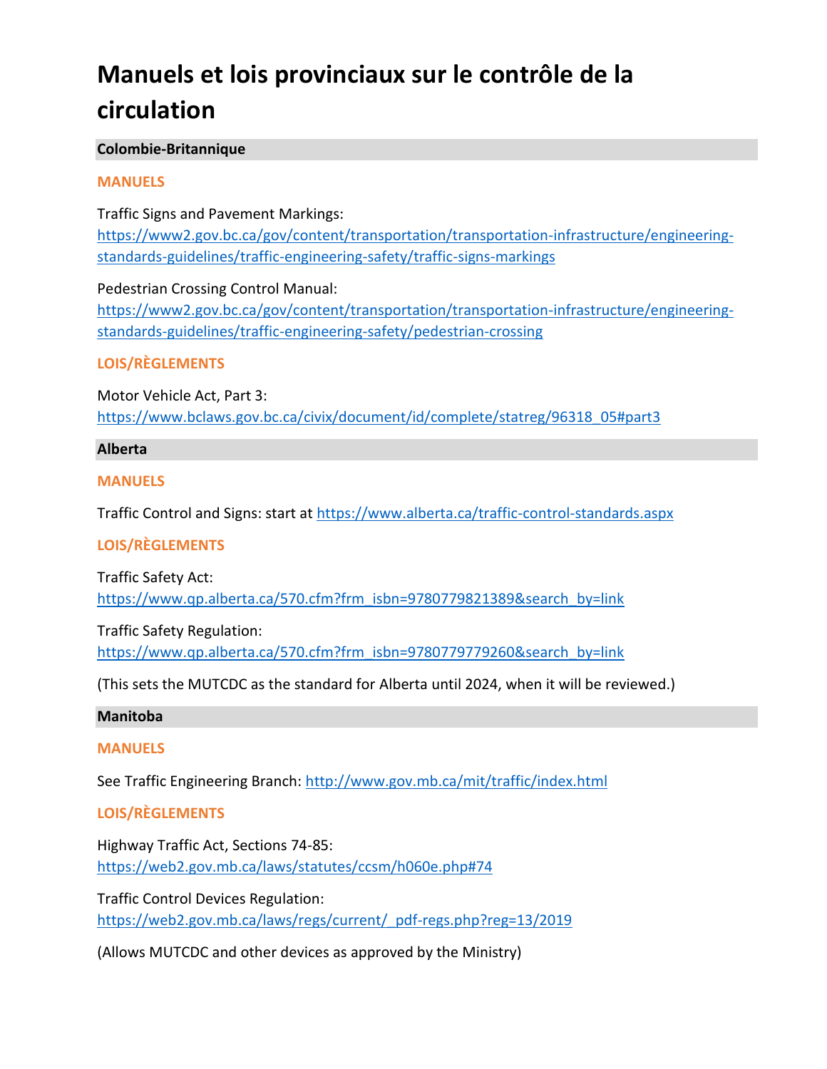# Manuels et lois provinciaux sur le contrôle de la circulation

## Colombie-Britannique

### MANUELS

Traffic Signs and Pavement Markings:
https://www2.gov.bc.ca/gov/content/transportation/transportation-infrastructure/engineering-standards-guidelines/traffic-engineering-safety/traffic-signs-markings

Pedestrian Crossing Control Manual:
https://www2.gov.bc.ca/gov/content/transportation/transportation-infrastructure/engineering-standards-guidelines/traffic-engineering-safety/pedestrian-crossing

### LOIS/RÈGLEMENTS

Motor Vehicle Act, Part 3:
https://www.bclaws.gov.bc.ca/civix/document/id/complete/statreg/96318_05#part3

## Alberta

### MANUELS

Traffic Control and Signs: start at https://www.alberta.ca/traffic-control-standards.aspx

### LOIS/RÈGLEMENTS

Traffic Safety Act:
https://www.qp.alberta.ca/570.cfm?frm_isbn=9780779821389&search_by=link

Traffic Safety Regulation:
https://www.qp.alberta.ca/570.cfm?frm_isbn=9780779779260&search_by=link

(This sets the MUTCDC as the standard for Alberta until 2024, when it will be reviewed.)

## Manitoba

### MANUELS

See Traffic Engineering Branch: http://www.gov.mb.ca/mit/traffic/index.html

### LOIS/RÈGLEMENTS

Highway Traffic Act, Sections 74-85:
https://web2.gov.mb.ca/laws/statutes/ccsm/h060e.php#74

Traffic Control Devices Regulation:
https://web2.gov.mb.ca/laws/regs/current/_pdf-regs.php?reg=13/2019

(Allows MUTCDC and other devices as approved by the Ministry)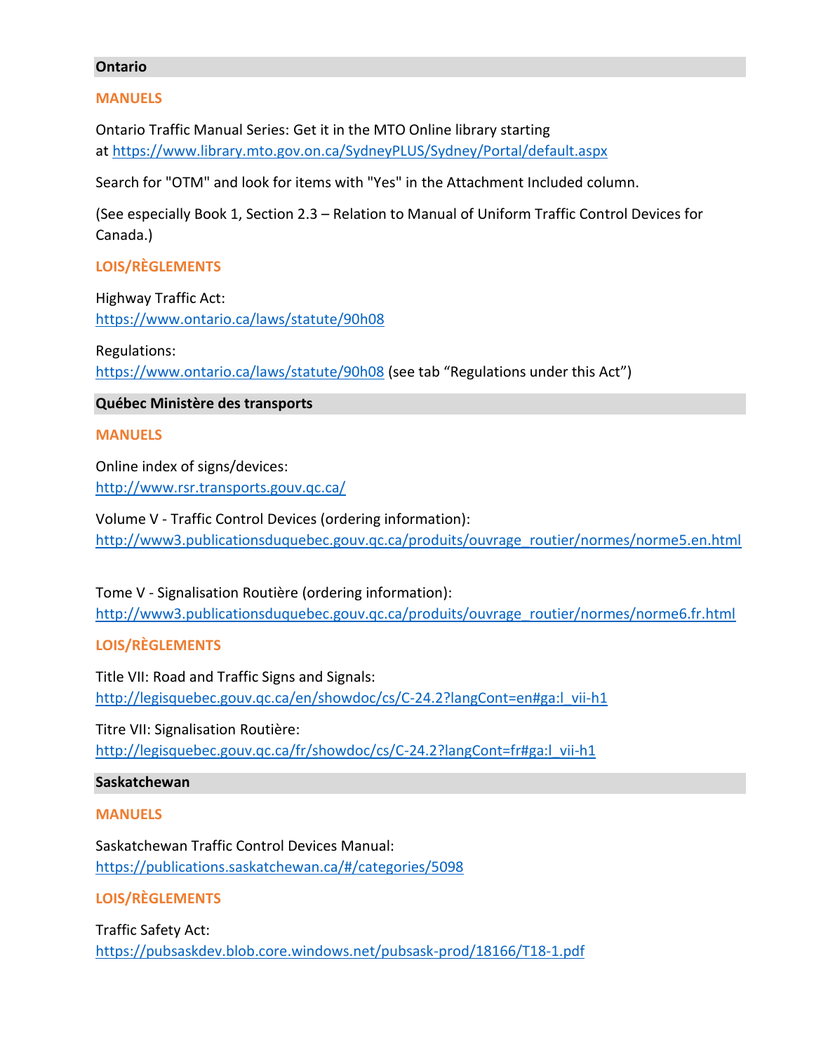## Ontario

### MANUELS

Ontario Traffic Manual Series: Get it in the MTO Online library starting at https://www.library.mto.gov.on.ca/SydneyPLUS/Sydney/Portal/default.aspx

Search for "OTM" and look for items with "Yes" in the Attachment Included column.

(See especially Book 1, Section 2.3 – Relation to Manual of Uniform Traffic Control Devices for Canada.)

### LOIS/RÈGLEMENTS

Highway Traffic Act:
https://www.ontario.ca/laws/statute/90h08

Regulations:
https://www.ontario.ca/laws/statute/90h08 (see tab "Regulations under this Act")

## Québec Ministère des transports

### MANUELS

Online index of signs/devices:
http://www.rsr.transports.gouv.qc.ca/

Volume V - Traffic Control Devices (ordering information):
http://www3.publicationsduquebec.gouv.qc.ca/produits/ouvrage_routier/normes/norme5.en.html

Tome V - Signalisation Routière (ordering information):
http://www3.publicationsduquebec.gouv.qc.ca/produits/ouvrage_routier/normes/norme6.fr.html

### LOIS/RÈGLEMENTS

Title VII: Road and Traffic Signs and Signals:
http://legisquebec.gouv.qc.ca/en/showdoc/cs/C-24.2?langCont=en#ga:l_vii-h1

Titre VII: Signalisation Routière:
http://legisquebec.gouv.qc.ca/fr/showdoc/cs/C-24.2?langCont=fr#ga:l_vii-h1

## Saskatchewan

### MANUELS

Saskatchewan Traffic Control Devices Manual:
https://publications.saskatchewan.ca/#/categories/5098

### LOIS/RÈGLEMENTS

Traffic Safety Act:
https://pubsaskdev.blob.core.windows.net/pubsask-prod/18166/T18-1.pdf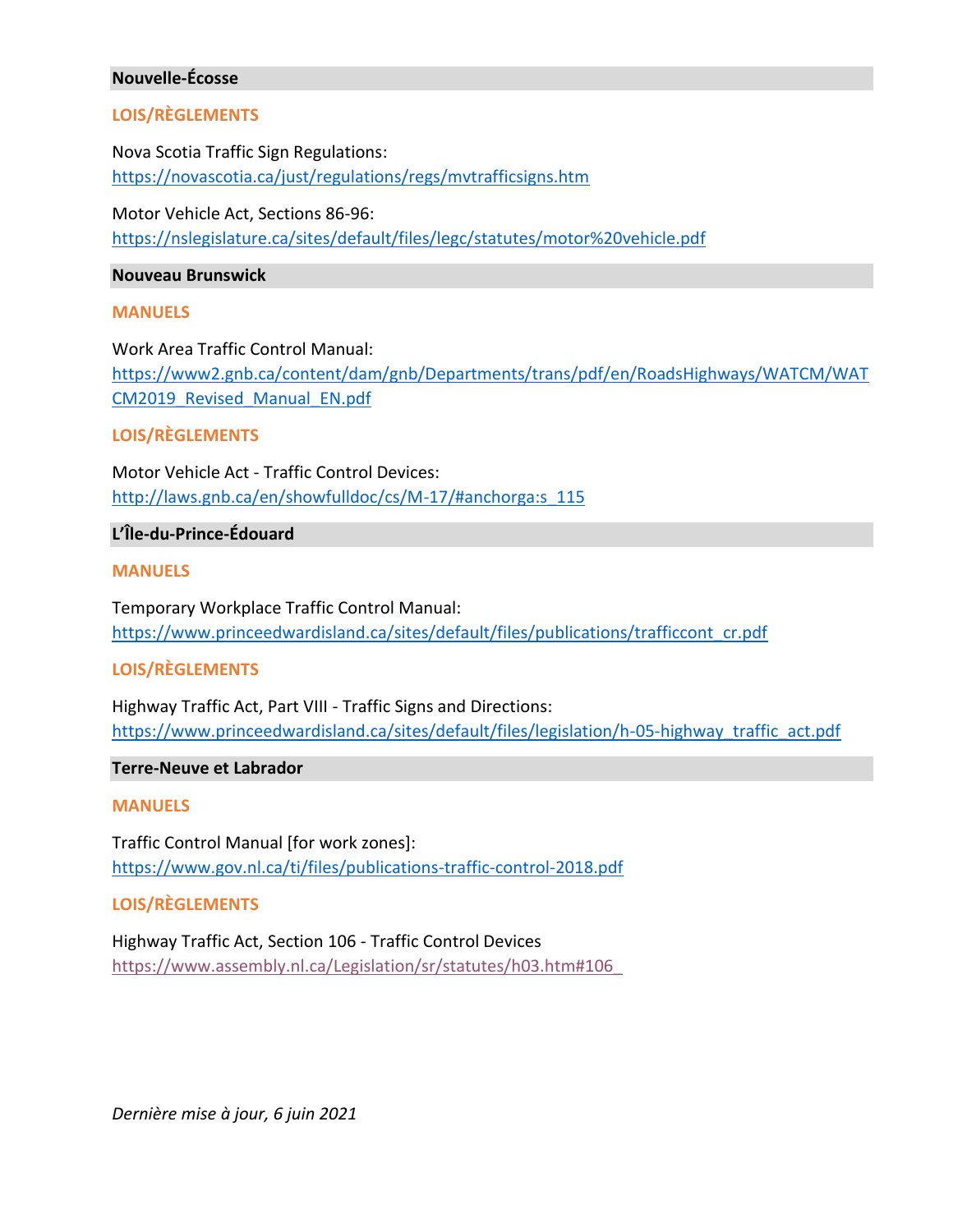## Nouvelle-Écosse

### LOIS/RÈGLEMENTS

Nova Scotia Traffic Sign Regulations:
https://novascotia.ca/just/regulations/regs/mvtrafficsigns.htm

Motor Vehicle Act, Sections 86-96:
https://nslegislature.ca/sites/default/files/legc/statutes/motor%20vehicle.pdf

## Nouveau Brunswick

### MANUELS

Work Area Traffic Control Manual:
https://www2.gnb.ca/content/dam/gnb/Departments/trans/pdf/en/RoadsHighways/WATCM/WATCM2019_Revised_Manual_EN.pdf

### LOIS/RÈGLEMENTS

Motor Vehicle Act - Traffic Control Devices:
http://laws.gnb.ca/en/showfulldoc/cs/M-17/#anchorga:s_115

## L'Île-du-Prince-Édouard

### MANUELS

Temporary Workplace Traffic Control Manual:
https://www.princeedwardisland.ca/sites/default/files/publications/trafficcont_cr.pdf

### LOIS/RÈGLEMENTS

Highway Traffic Act, Part VIII - Traffic Signs and Directions:
https://www.princeedwardisland.ca/sites/default/files/legislation/h-05-highway_traffic_act.pdf

## Terre-Neuve et Labrador

### MANUELS

Traffic Control Manual [for work zones]:
https://www.gov.nl.ca/ti/files/publications-traffic-control-2018.pdf

### LOIS/RÈGLEMENTS

Highway Traffic Act, Section 106 - Traffic Control Devices
https://www.assembly.nl.ca/Legislation/sr/statutes/h03.htm#106_

*Dernière mise à jour, 6 juin 2021*